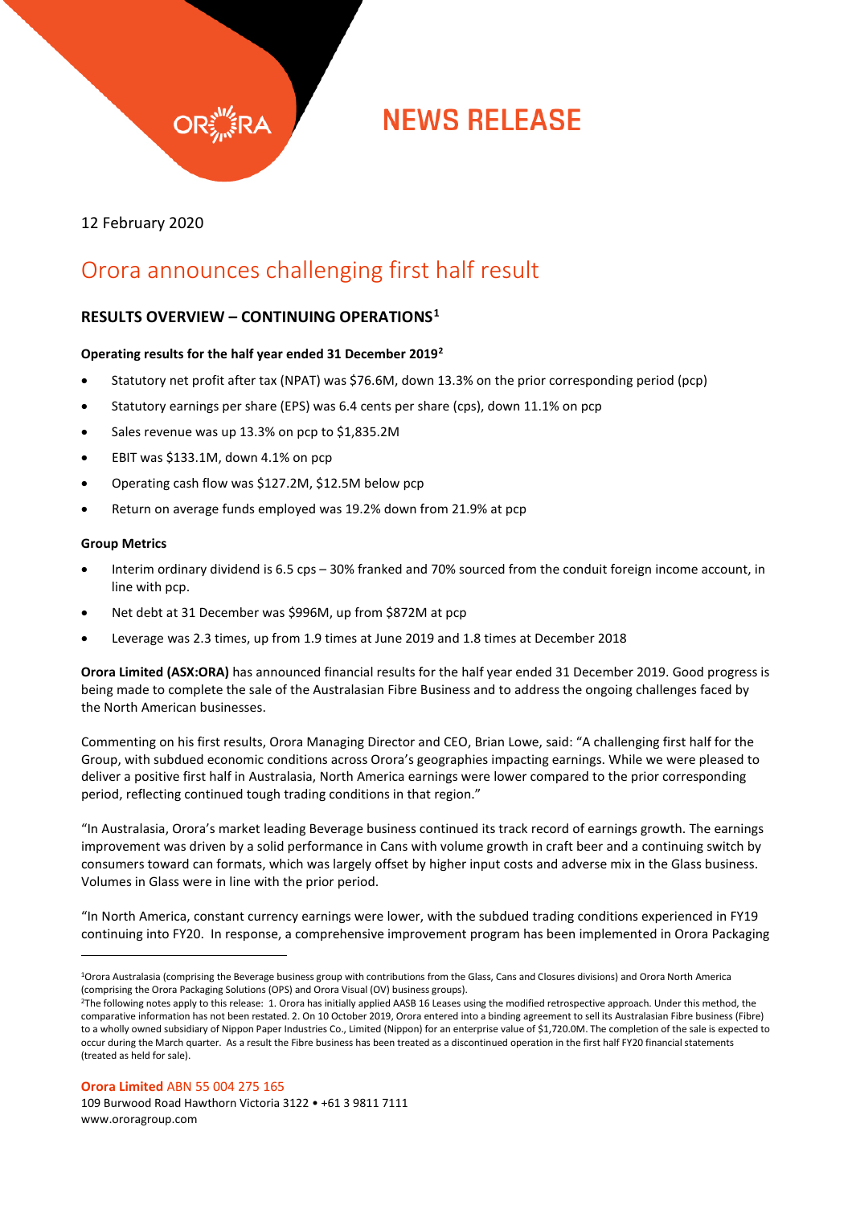# NEWS RELEASE

12 February 2020

# Orora announces challenging first half result

## RESULTS OVERVIEW – CONTINUING OPERATIONS[1]

**Operating results for the half year ended 31 December 2019[2]**

- Statutory net profit after tax (NPAT) was $76.6M, down 13.3% on the prior corresponding period (pcp)
- Statutory earnings per share (EPS) was 6.4 cents per share (cps), down 11.1% on pcp
- Sales revenue was up 13.3% on pcp to $1,835.2M
- EBIT was $133.1M, down 4.1% on pcp
- Operating cash flow was $127.2M, $12.5M below pcp
- Return on average funds employed was 19.2% down from 21.9% at pcp

**Group Metrics**

- Interim ordinary dividend is 6.5 cps – 30% franked and 70% sourced from the conduit foreign income account, in line with pcp.
- Net debt at 31 December was $996M, up from $872M at pcp
- Leverage was 2.3 times, up from 1.9 times at June 2019 and 1.8 times at December 2018

**Orora Limited (ASX:ORA)** has announced financial results for the half year ended 31 December 2019. Good progress is being made to complete the sale of the Australasian Fibre Business and to address the ongoing challenges faced by the North American businesses.

Commenting on his first results, Orora Managing Director and CEO, Brian Lowe, said: "A challenging first half for the Group, with subdued economic conditions across Orora's geographies impacting earnings. While we were pleased to deliver a positive first half in Australasia, North America earnings were lower compared to the prior corresponding period, reflecting continued tough trading conditions in that region."

"In Australasia, Orora's market leading Beverage business continued its track record of earnings growth. The earnings improvement was driven by a solid performance in Cans with volume growth in craft beer and a continuing switch by consumers toward can formats, which was largely offset by higher input costs and adverse mix in the Glass business. Volumes in Glass were in line with the prior period.

"In North America, constant currency earnings were lower, with the subdued trading conditions experienced in FY19 continuing into FY20. In response, a comprehensive improvement program has been implemented in Orora Packaging

---

[1]Orora Australasia (comprising the Beverage business group with contributions from the Glass, Cans and Closures divisions) and Orora North America (comprising the Orora Packaging Solutions (OPS) and Orora Visual (OV) business groups).

[2]The following notes apply to this release: 1. Orora has initially applied AASB 16 Leases using the modified retrospective approach. Under this method, the comparative information has not been restated. 2. On 10 October 2019, Orora entered into a binding agreement to sell its Australasian Fibre business (Fibre) to a wholly owned subsidiary of Nippon Paper Industries Co., Limited (Nippon) for an enterprise value of $1,720.0M. The completion of the sale is expected to occur during the March quarter. As a result the Fibre business has been treated as a discontinued operation in the first half FY20 financial statements (treated as held for sale).

**Orora Limited** ABN 55 004 275 165
109 Burwood Road Hawthorn Victoria 3122 • +61 3 9811 7111
www.ororagroup.com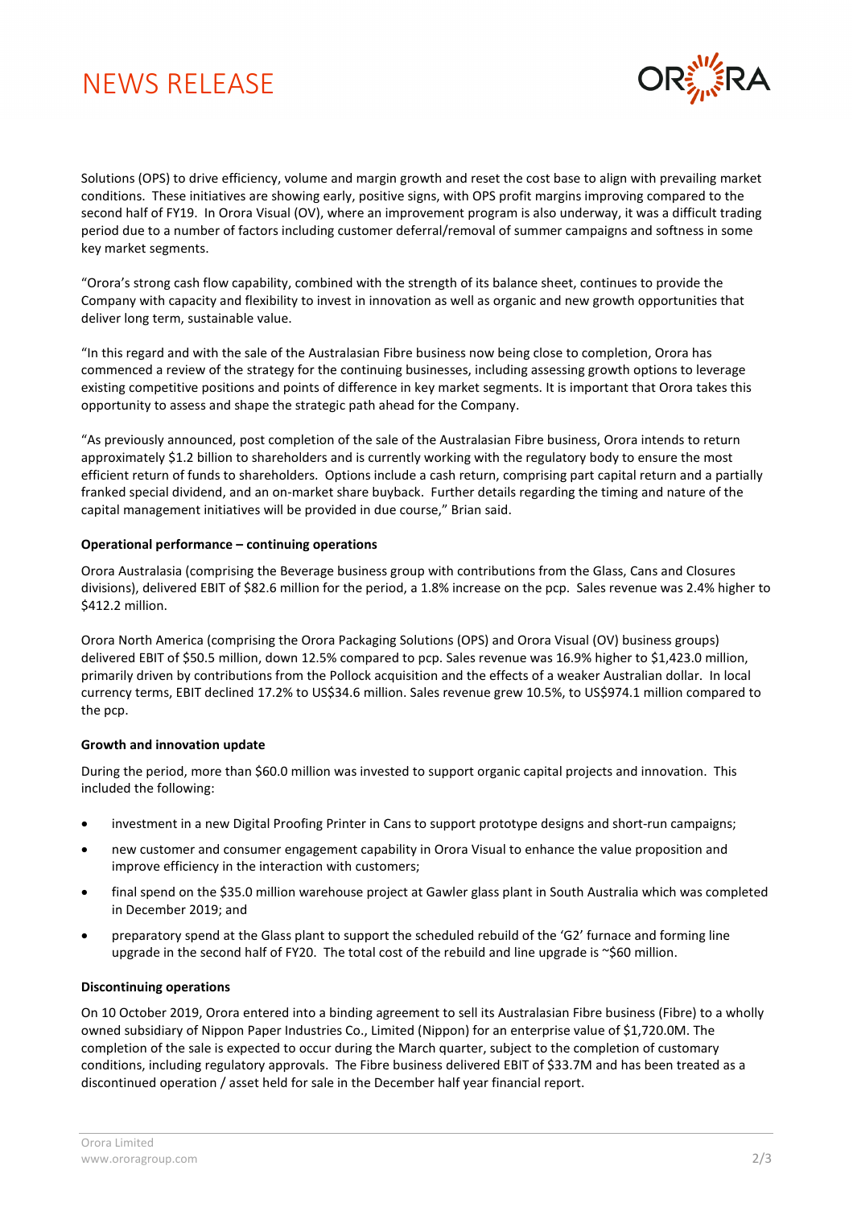Solutions (OPS) to drive efficiency, volume and margin growth and reset the cost base to align with prevailing market conditions. These initiatives are showing early, positive signs, with OPS profit margins improving compared to the second half of FY19. In Orora Visual (OV), where an improvement program is also underway, it was a difficult trading period due to a number of factors including customer deferral/removal of summer campaigns and softness in some key market segments.

"Orora's strong cash flow capability, combined with the strength of its balance sheet, continues to provide the Company with capacity and flexibility to invest in innovation as well as organic and new growth opportunities that deliver long term, sustainable value.

"In this regard and with the sale of the Australasian Fibre business now being close to completion, Orora has commenced a review of the strategy for the continuing businesses, including assessing growth options to leverage existing competitive positions and points of difference in key market segments. It is important that Orora takes this opportunity to assess and shape the strategic path ahead for the Company.

"As previously announced, post completion of the sale of the Australasian Fibre business, Orora intends to return approximately $1.2 billion to shareholders and is currently working with the regulatory body to ensure the most efficient return of funds to shareholders. Options include a cash return, comprising part capital return and a partially franked special dividend, and an on-market share buyback. Further details regarding the timing and nature of the capital management initiatives will be provided in due course," Brian said.

**Operational performance – continuing operations**

Orora Australasia (comprising the Beverage business group with contributions from the Glass, Cans and Closures divisions), delivered EBIT of $82.6 million for the period, a 1.8% increase on the pcp. Sales revenue was 2.4% higher to $412.2 million.

Orora North America (comprising the Orora Packaging Solutions (OPS) and Orora Visual (OV) business groups) delivered EBIT of $50.5 million, down 12.5% compared to pcp. Sales revenue was 16.9% higher to $1,423.0 million, primarily driven by contributions from the Pollock acquisition and the effects of a weaker Australian dollar. In local currency terms, EBIT declined 17.2% to US$34.6 million. Sales revenue grew 10.5%, to US$974.1 million compared to the pcp.

**Growth and innovation update**

During the period, more than $60.0 million was invested to support organic capital projects and innovation. This included the following:

- investment in a new Digital Proofing Printer in Cans to support prototype designs and short-run campaigns;
- new customer and consumer engagement capability in Orora Visual to enhance the value proposition and improve efficiency in the interaction with customers;
- final spend on the $35.0 million warehouse project at Gawler glass plant in South Australia which was completed in December 2019; and
- preparatory spend at the Glass plant to support the scheduled rebuild of the 'G2' furnace and forming line upgrade in the second half of FY20. The total cost of the rebuild and line upgrade is ~$60 million.

**Discontinuing operations**

On 10 October 2019, Orora entered into a binding agreement to sell its Australasian Fibre business (Fibre) to a wholly owned subsidiary of Nippon Paper Industries Co., Limited (Nippon) for an enterprise value of $1,720.0M. The completion of the sale is expected to occur during the March quarter, subject to the completion of customary conditions, including regulatory approvals. The Fibre business delivered EBIT of $33.7M and has been treated as a discontinued operation / asset held for sale in the December half year financial report.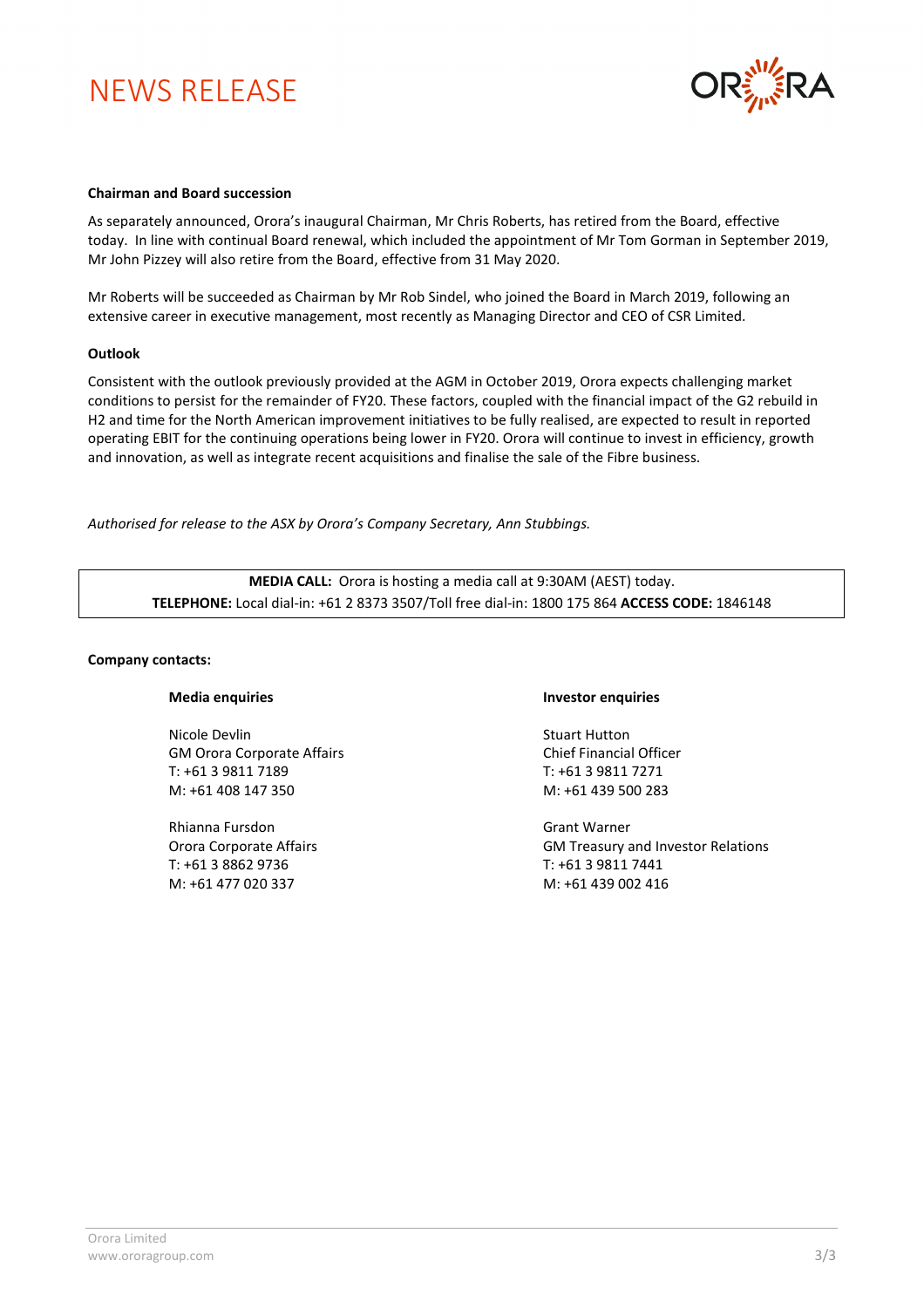**Chairman and Board succession**

As separately announced, Orora's inaugural Chairman, Mr Chris Roberts, has retired from the Board, effective today. In line with continual Board renewal, which included the appointment of Mr Tom Gorman in September 2019, Mr John Pizzey will also retire from the Board, effective from 31 May 2020.

Mr Roberts will be succeeded as Chairman by Mr Rob Sindel, who joined the Board in March 2019, following an extensive career in executive management, most recently as Managing Director and CEO of CSR Limited.

**Outlook**

Consistent with the outlook previously provided at the AGM in October 2019, Orora expects challenging market conditions to persist for the remainder of FY20. These factors, coupled with the financial impact of the G2 rebuild in H2 and time for the North American improvement initiatives to be fully realised, are expected to result in reported operating EBIT for the continuing operations being lower in FY20. Orora will continue to invest in efficiency, growth and innovation, as well as integrate recent acquisitions and finalise the sale of the Fibre business.

*Authorised for release to the ASX by Orora's Company Secretary, Ann Stubbings.*

**MEDIA CALL:** Orora is hosting a media call at 9:30AM (AEST) today.
**TELEPHONE:** Local dial-in: +61 2 8373 3507/Toll free dial-in: 1800 175 864 **ACCESS CODE:** 1846148

**Company contacts:**

**Media enquiries**

Nicole Devlin
GM Orora Corporate Affairs
T: +61 3 9811 7189
M: +61 408 147 350

Rhianna Fursdon
Orora Corporate Affairs
T: +61 3 8862 9736
M: +61 477 020 337

**Investor enquiries**

Stuart Hutton
Chief Financial Officer
T: +61 3 9811 7271
M: +61 439 500 283

Grant Warner
GM Treasury and Investor Relations
T: +61 3 9811 7441
M: +61 439 002 416